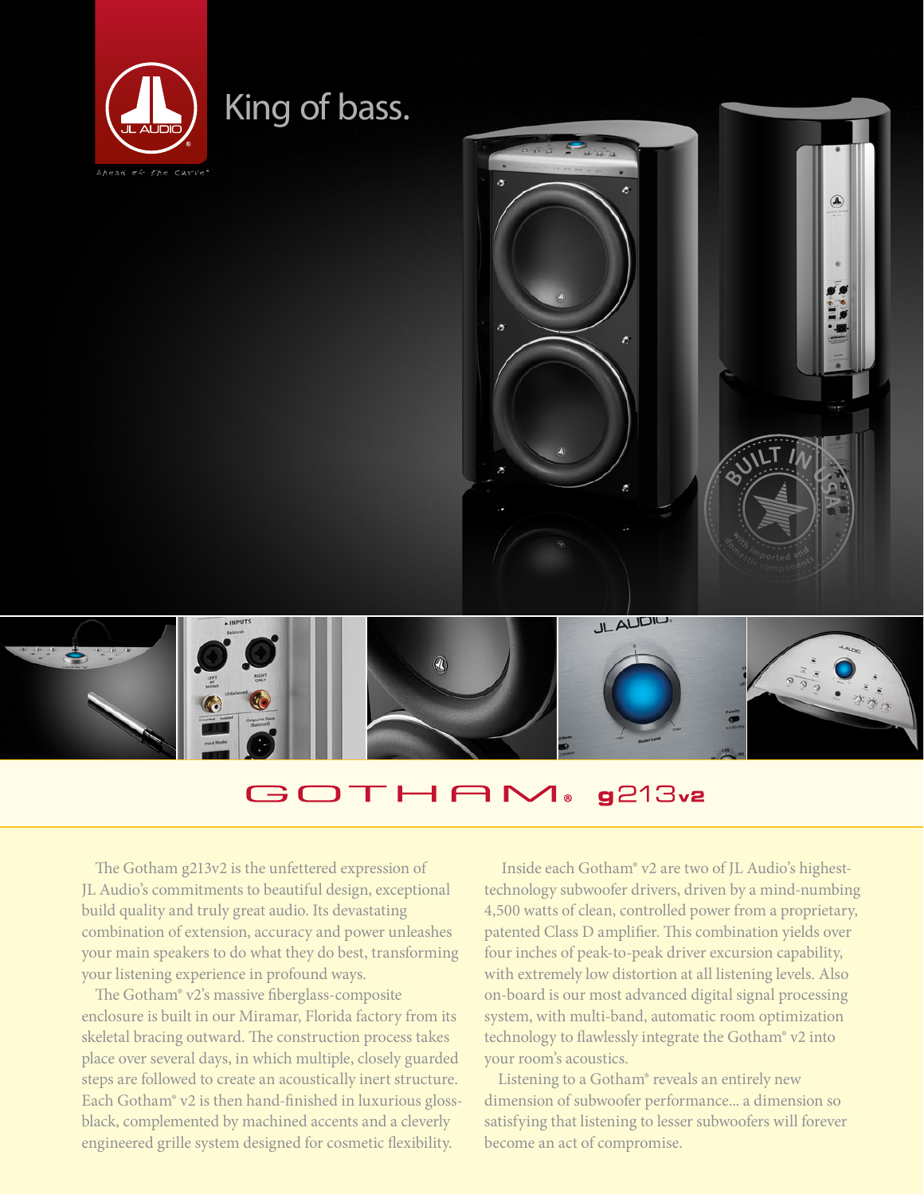# King of bass.

## GOTHAM® g213v2

The Gotham g213v2 is the unfettered expression of JL Audio's commitments to beautiful design, exceptional build quality and truly great audio. Its devastating combination of extension, accuracy and power unleashes your main speakers to do what they do best, transforming your listening experience in profound ways.

The Gotham® v2's massive fiberglass-composite enclosure is built in our Miramar, Florida factory from its skeletal bracing outward. The construction process takes place over several days, in which multiple, closely guarded steps are followed to create an acoustically inert structure. Each Gotham® v2 is then hand-finished in luxurious gloss-black, complemented by machined accents and a cleverly engineered grille system designed for cosmetic flexibility.

Inside each Gotham® v2 are two of JL Audio's highest-technology subwoofer drivers, driven by a mind-numbing 4,500 watts of clean, controlled power from a proprietary, patented Class D amplifier. This combination yields over four inches of peak-to-peak driver excursion capability, with extremely low distortion at all listening levels. Also on-board is our most advanced digital signal processing system, with multi-band, automatic room optimization technology to flawlessly integrate the Gotham® v2 into your room's acoustics.

Listening to a Gotham® reveals an entirely new dimension of subwoofer performance... a dimension so satisfying that listening to lesser subwoofers will forever become an act of compromise.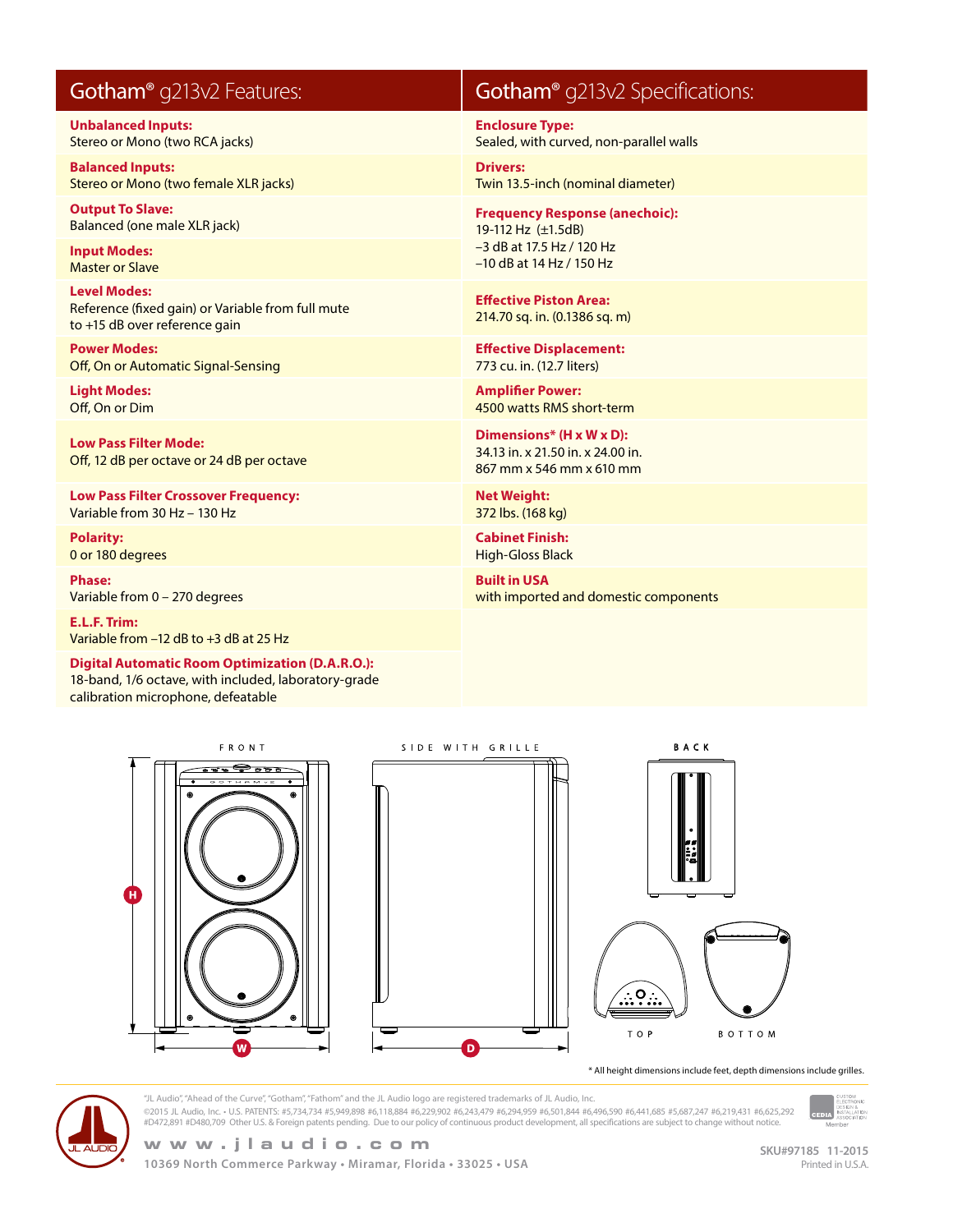## Gotham® g213v2 Features:

**Unbalanced Inputs:**
Stereo or Mono (two RCA jacks)

**Balanced Inputs:**
Stereo or Mono (two female XLR jacks)

**Output To Slave:**
Balanced (one male XLR jack)

**Input Modes:**
Master or Slave

**Level Modes:**
Reference (fixed gain) or Variable from full mute to +15 dB over reference gain

**Power Modes:**
Off, On or Automatic Signal-Sensing

**Light Modes:**
Off, On or Dim

**Low Pass Filter Mode:**
Off, 12 dB per octave or 24 dB per octave

**Low Pass Filter Crossover Frequency:**
Variable from 30 Hz – 130 Hz

**Polarity:**
0 or 180 degrees

**Phase:**
Variable from 0 – 270 degrees

**E.L.F. Trim:**
Variable from –12 dB to +3 dB at 25 Hz

**Digital Automatic Room Optimization (D.A.R.O.):**
18-band, 1/6 octave, with included, laboratory-grade calibration microphone, defeatable

## Gotham® g213v2 Specifications:

**Enclosure Type:**
Sealed, with curved, non-parallel walls

**Drivers:**
Twin 13.5-inch (nominal diameter)

**Frequency Response (anechoic):**
19-112 Hz (±1.5dB)
–3 dB at 17.5 Hz / 120 Hz
–10 dB at 14 Hz / 150 Hz

**Effective Piston Area:**
214.70 sq. in. (0.1386 sq. m)

**Effective Displacement:**
773 cu. in. (12.7 liters)

**Amplifier Power:**
4500 watts RMS short-term

**Dimensions* (H x W x D):**
34.13 in. x 21.50 in. x 24.00 in.
867 mm x 546 mm x 610 mm

**Net Weight:**
372 lbs. (168 kg)

**Cabinet Finish:**
High-Gloss Black

**Built in USA**
with imported and domestic components

FRONT

SIDE WITH GRILLE

BACK

TOP

BOTTOM

H

W

D

\* All height dimensions include feet, depth dimensions include grilles.

"JL Audio", "Ahead of the Curve", "Gotham", "Fathom" and the JL Audio logo are registered trademarks of JL Audio, Inc.
©2015 JL Audio, Inc. • U.S. PATENTS: #5,734,734 #5,949,898 #6,118,884 #6,229,902 #6,243,479 #6,294,959 #6,501,844 #6,496,590 #6,441,685 #5,687,247 #6,219,431 #6,625,292 #D472,891 #D480,709 Other U.S. & Foreign patents pending. Due to our policy of continuous product development, all specifications are subject to change without notice.

www.jlaudio.com

10369 North Commerce Parkway • Miramar, Florida • 33025 • USA

SKU#97185 11-2015
Printed in U.S.A.